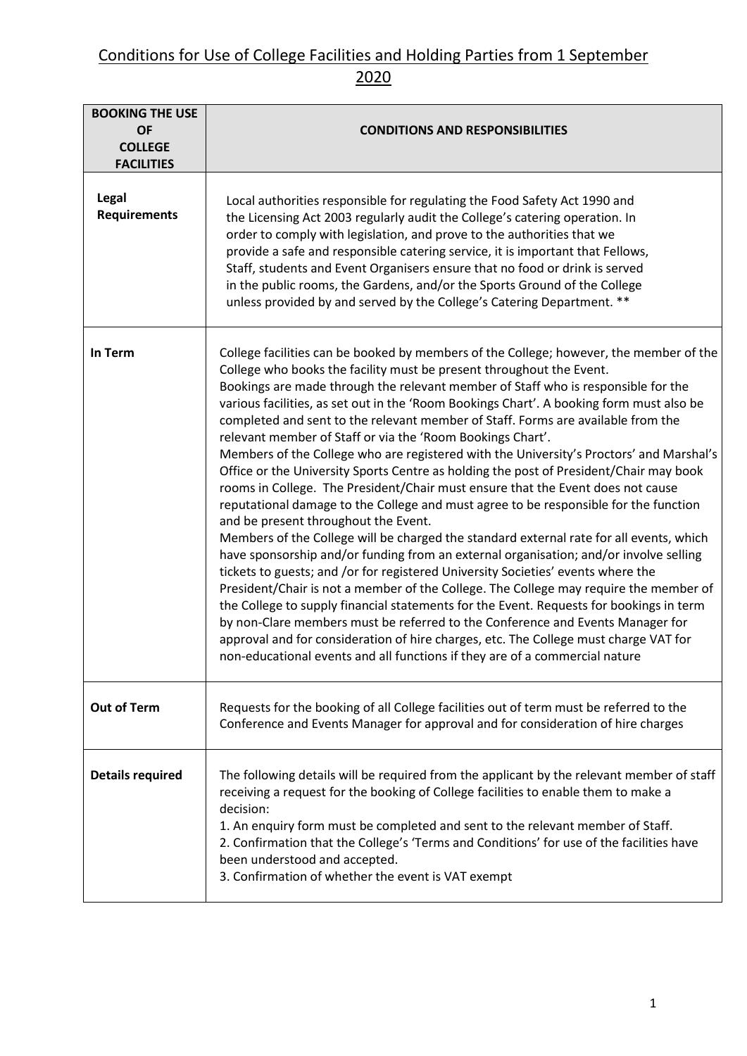# Conditions for Use of College Facilities and Holding Parties from 1 September 2020

| BOOKING THE USE OF COLLEGE FACILITIES | CONDITIONS AND RESPONSIBILITIES |
|---|---|
| **Legal Requirements** | Local authorities responsible for regulating the Food Safety Act 1990 and the Licensing Act 2003 regularly audit the College's catering operation. In order to comply with legislation, and prove to the authorities that we provide a safe and responsible catering service, it is important that Fellows, Staff, students and Event Organisers ensure that no food or drink is served in the public rooms, the Gardens, and/or the Sports Ground of the College unless provided by and served by the College's Catering Department. ** |
| **In Term** | College facilities can be booked by members of the College; however, the member of the College who books the facility must be present throughout the Event.<br>Bookings are made through the relevant member of Staff who is responsible for the various facilities, as set out in the 'Room Bookings Chart'. A booking form must also be completed and sent to the relevant member of Staff. Forms are available from the relevant member of Staff or via the 'Room Bookings Chart'.<br>Members of the College who are registered with the University's Proctors' and Marshal's Office or the University Sports Centre as holding the post of President/Chair may book rooms in College. The President/Chair must ensure that the Event does not cause reputational damage to the College and must agree to be responsible for the function and be present throughout the Event.<br>Members of the College will be charged the standard external rate for all events, which have sponsorship and/or funding from an external organisation; and/or involve selling tickets to guests; and /or for registered University Societies' events where the President/Chair is not a member of the College. The College may require the member of the College to supply financial statements for the Event. Requests for bookings in term by non-Clare members must be referred to the Conference and Events Manager for approval and for consideration of hire charges, etc. The College must charge VAT for non-educational events and all functions if they are of a commercial nature |
| **Out of Term** | Requests for the booking of all College facilities out of term must be referred to the Conference and Events Manager for approval and for consideration of hire charges |
| **Details required** | The following details will be required from the applicant by the relevant member of staff receiving a request for the booking of College facilities to enable them to make a decision:<br>1. An enquiry form must be completed and sent to the relevant member of Staff.<br>2. Confirmation that the College's 'Terms and Conditions' for use of the facilities have been understood and accepted.<br>3. Confirmation of whether the event is VAT exempt |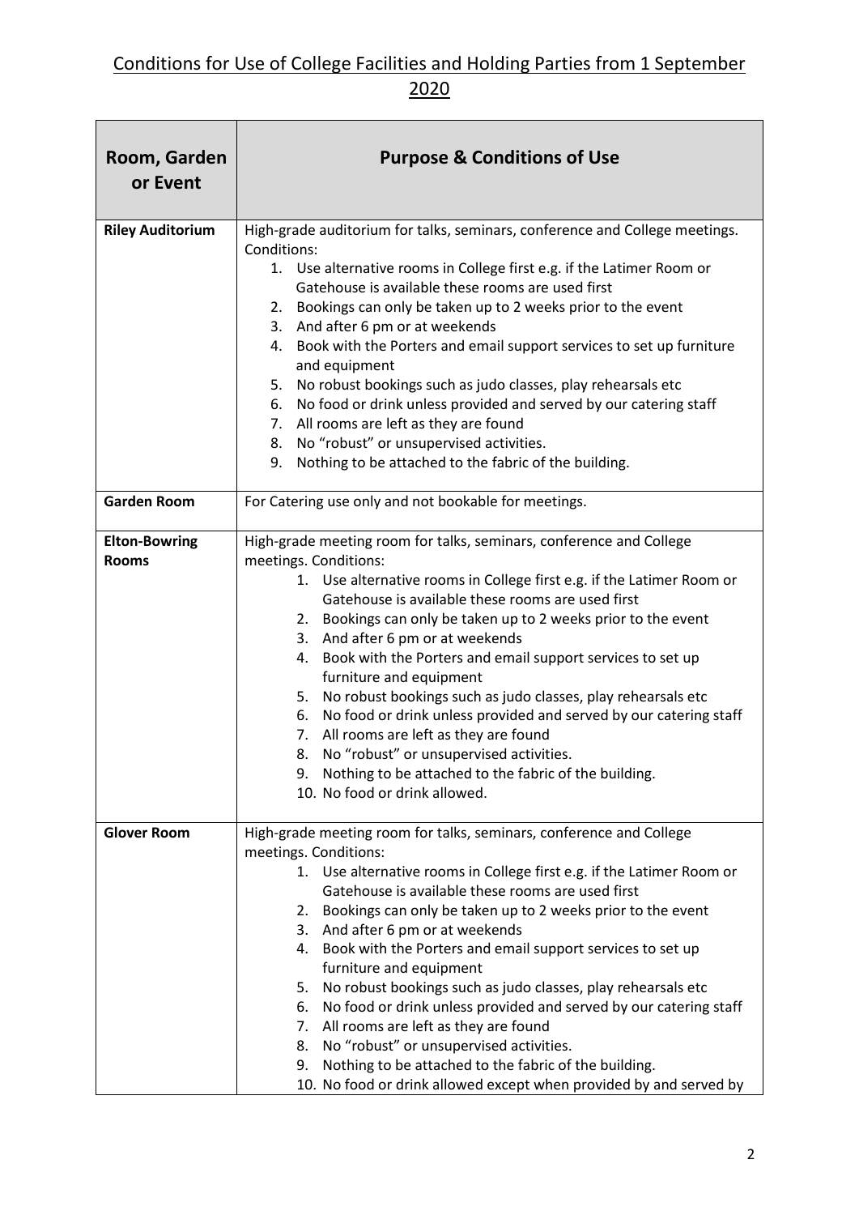## Conditions for Use of College Facilities and Holding Parties from 1 September 2020

| Room, Garden or Event | Purpose & Conditions of Use |
|---|---|
| **Riley Auditorium** | High-grade auditorium for talks, seminars, conference and College meetings. Conditions:<br>1. Use alternative rooms in College first e.g. if the Latimer Room or Gatehouse is available these rooms are used first<br>2. Bookings can only be taken up to 2 weeks prior to the event<br>3. And after 6 pm or at weekends<br>4. Book with the Porters and email support services to set up furniture and equipment<br>5. No robust bookings such as judo classes, play rehearsals etc<br>6. No food or drink unless provided and served by our catering staff<br>7. All rooms are left as they are found<br>8. No "robust" or unsupervised activities.<br>9. Nothing to be attached to the fabric of the building. |
| **Garden Room** | For Catering use only and not bookable for meetings. |
| **Elton-Bowring Rooms** | High-grade meeting room for talks, seminars, conference and College meetings. Conditions:<br>1. Use alternative rooms in College first e.g. if the Latimer Room or Gatehouse is available these rooms are used first<br>2. Bookings can only be taken up to 2 weeks prior to the event<br>3. And after 6 pm or at weekends<br>4. Book with the Porters and email support services to set up furniture and equipment<br>5. No robust bookings such as judo classes, play rehearsals etc<br>6. No food or drink unless provided and served by our catering staff<br>7. All rooms are left as they are found<br>8. No "robust" or unsupervised activities.<br>9. Nothing to be attached to the fabric of the building.<br>10. No food or drink allowed. |
| **Glover Room** | High-grade meeting room for talks, seminars, conference and College meetings. Conditions:<br>1. Use alternative rooms in College first e.g. if the Latimer Room or Gatehouse is available these rooms are used first<br>2. Bookings can only be taken up to 2 weeks prior to the event<br>3. And after 6 pm or at weekends<br>4. Book with the Porters and email support services to set up furniture and equipment<br>5. No robust bookings such as judo classes, play rehearsals etc<br>6. No food or drink unless provided and served by our catering staff<br>7. All rooms are left as they are found<br>8. No "robust" or unsupervised activities.<br>9. Nothing to be attached to the fabric of the building.<br>10. No food or drink allowed except when provided by and served by |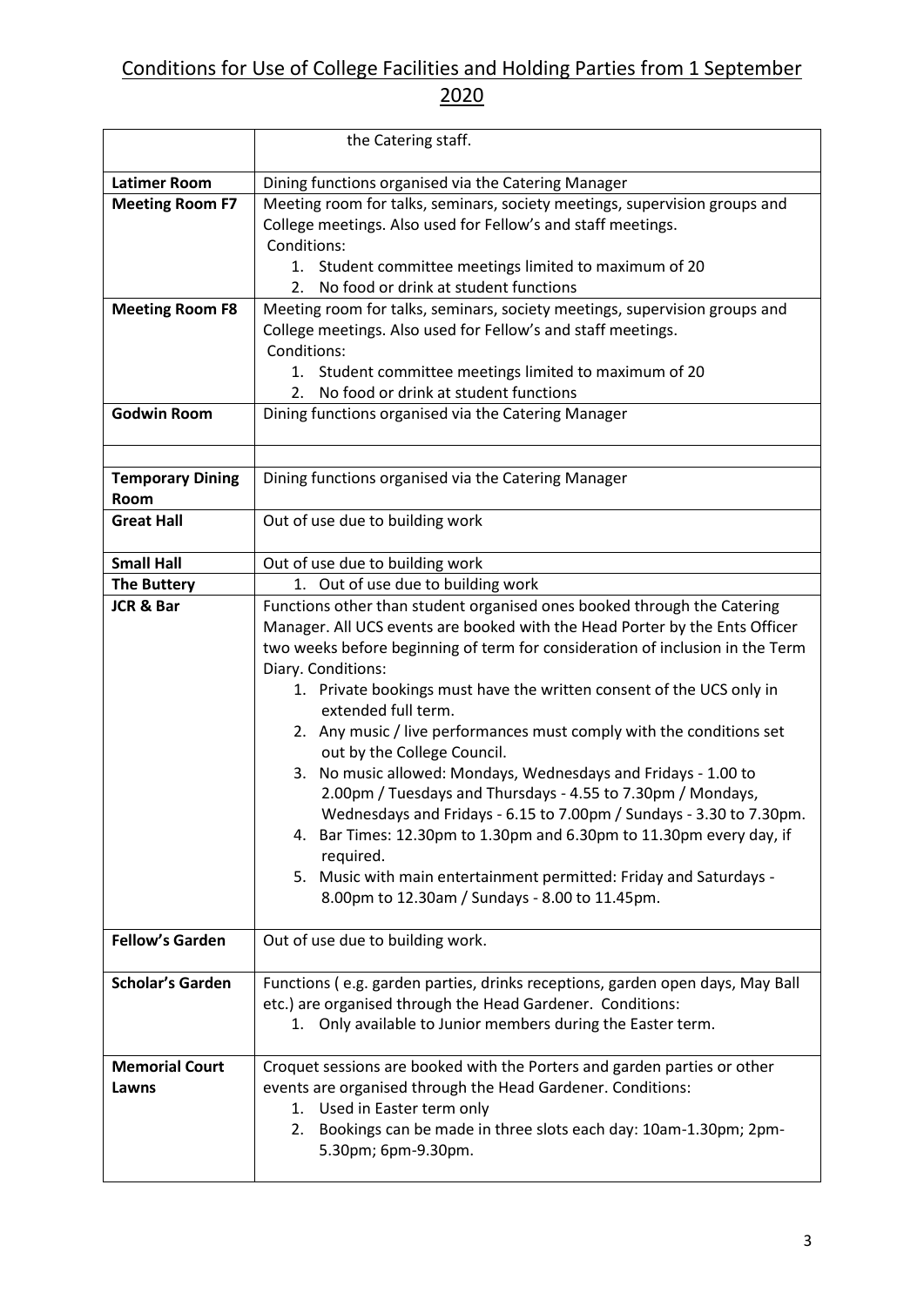## Conditions for Use of College Facilities and Holding Parties from 1 September 2020

| | |
|---|---|
| | the Catering staff. |
| **Latimer Room** | Dining functions organised via the Catering Manager |
| **Meeting Room F7** | Meeting room for talks, seminars, society meetings, supervision groups and College meetings. Also used for Fellow's and staff meetings.<br>Conditions:<br>1. Student committee meetings limited to maximum of 20<br>2. No food or drink at student functions |
| **Meeting Room F8** | Meeting room for talks, seminars, society meetings, supervision groups and College meetings. Also used for Fellow's and staff meetings.<br>Conditions:<br>1. Student committee meetings limited to maximum of 20<br>2. No food or drink at student functions |
| **Godwin Room** | Dining functions organised via the Catering Manager |
| | |
| **Temporary Dining Room** | Dining functions organised via the Catering Manager |
| **Great Hall** | Out of use due to building work |
| **Small Hall** | Out of use due to building work |
| **The Buttery** | 1. Out of use due to building work |
| **JCR & Bar** | Functions other than student organised ones booked through the Catering Manager. All UCS events are booked with the Head Porter by the Ents Officer two weeks before beginning of term for consideration of inclusion in the Term Diary. Conditions:<br>1. Private bookings must have the written consent of the UCS only in extended full term.<br>2. Any music / live performances must comply with the conditions set out by the College Council.<br>3. No music allowed: Mondays, Wednesdays and Fridays - 1.00 to 2.00pm / Tuesdays and Thursdays - 4.55 to 7.30pm / Mondays, Wednesdays and Fridays - 6.15 to 7.00pm / Sundays - 3.30 to 7.30pm.<br>4. Bar Times: 12.30pm to 1.30pm and 6.30pm to 11.30pm every day, if required.<br>5. Music with main entertainment permitted: Friday and Saturdays - 8.00pm to 12.30am / Sundays - 8.00 to 11.45pm. |
| **Fellow's Garden** | Out of use due to building work. |
| **Scholar's Garden** | Functions ( e.g. garden parties, drinks receptions, garden open days, May Ball etc.) are organised through the Head Gardener. Conditions:<br>1. Only available to Junior members during the Easter term. |
| **Memorial Court Lawns** | Croquet sessions are booked with the Porters and garden parties or other events are organised through the Head Gardener. Conditions:<br>1. Used in Easter term only<br>2. Bookings can be made in three slots each day: 10am-1.30pm; 2pm-5.30pm; 6pm-9.30pm. |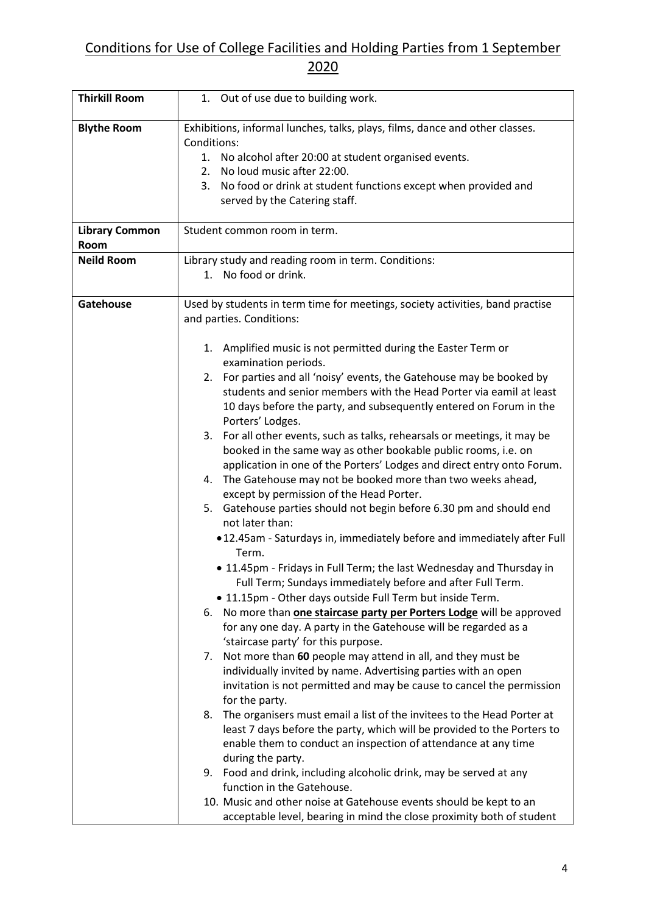# Conditions for Use of College Facilities and Holding Parties from 1 September 2020

| | |
|---|---|
| **Thirkill Room** | 1. Out of use due to building work. |
| **Blythe Room** | Exhibitions, informal lunches, talks, plays, films, dance and other classes.<br>Conditions:<br>1. No alcohol after 20:00 at student organised events.<br>2. No loud music after 22:00.<br>3. No food or drink at student functions except when provided and served by the Catering staff. |
| **Library Common Room** | Student common room in term. |
| **Neild Room** | Library study and reading room in term. Conditions:<br>1. No food or drink. |
| **Gatehouse** | Used by students in term time for meetings, society activities, band practise and parties. Conditions:<br>1. Amplified music is not permitted during the Easter Term or examination periods.<br>2. For parties and all 'noisy' events, the Gatehouse may be booked by students and senior members with the Head Porter via eamil at least 10 days before the party, and subsequently entered on Forum in the Porters' Lodges.<br>3. For all other events, such as talks, rehearsals or meetings, it may be booked in the same way as other bookable public rooms, i.e. on application in one of the Porters' Lodges and direct entry onto Forum.<br>4. The Gatehouse may not be booked more than two weeks ahead, except by permission of the Head Porter.<br>5. Gatehouse parties should not begin before 6.30 pm and should end not later than:<br>• 12.45am - Saturdays in, immediately before and immediately after Full Term.<br>• 11.45pm - Fridays in Full Term; the last Wednesday and Thursday in Full Term; Sundays immediately before and after Full Term.<br>• 11.15pm - Other days outside Full Term but inside Term.<br>6. No more than **<u>one staircase party per Porters Lodge</u>** will be approved for any one day. A party in the Gatehouse will be regarded as a 'staircase party' for this purpose.<br>7. Not more than **60** people may attend in all, and they must be individually invited by name. Advertising parties with an open invitation is not permitted and may be cause to cancel the permission for the party.<br>8. The organisers must email a list of the invitees to the Head Porter at least 7 days before the party, which will be provided to the Porters to enable them to conduct an inspection of attendance at any time during the party.<br>9. Food and drink, including alcoholic drink, may be served at any function in the Gatehouse.<br>10. Music and other noise at Gatehouse events should be kept to an acceptable level, bearing in mind the close proximity both of student |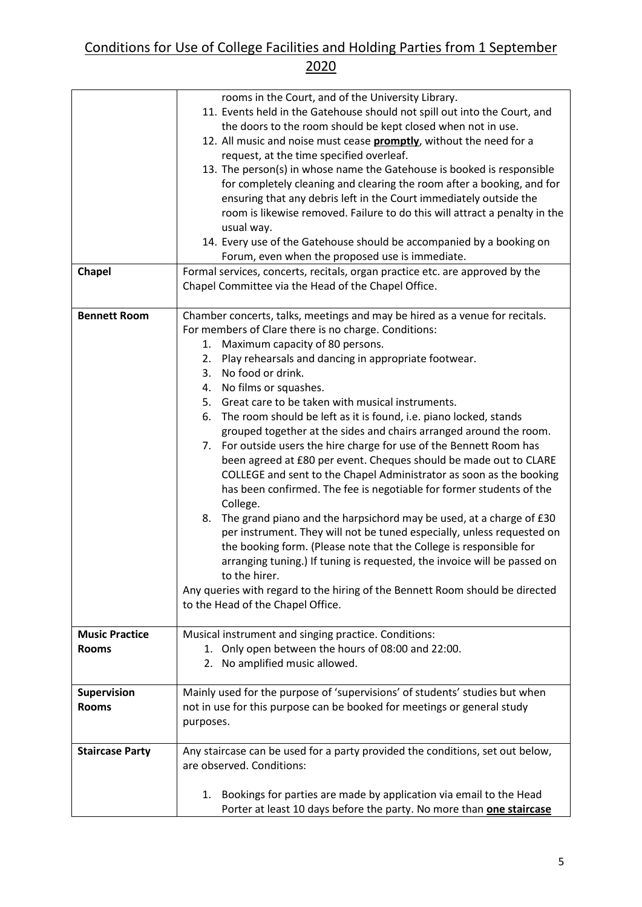# Conditions for Use of College Facilities and Holding Parties from 1 September 2020

| | |
|---|---|
| | rooms in the Court, and of the University Library.<br>11. Events held in the Gatehouse should not spill out into the Court, and the doors to the room should be kept closed when not in use.<br>12. All music and noise must cease **promptly**, without the need for a request, at the time specified overleaf.<br>13. The person(s) in whose name the Gatehouse is booked is responsible for completely cleaning and clearing the room after a booking, and for ensuring that any debris left in the Court immediately outside the room is likewise removed. Failure to do this will attract a penalty in the usual way.<br>14. Every use of the Gatehouse should be accompanied by a booking on Forum, even when the proposed use is immediate. |
| **Chapel** | Formal services, concerts, recitals, organ practice etc. are approved by the Chapel Committee via the Head of the Chapel Office. |
| **Bennett Room** | Chamber concerts, talks, meetings and may be hired as a venue for recitals. For members of Clare there is no charge. Conditions:<br>1. Maximum capacity of 80 persons.<br>2. Play rehearsals and dancing in appropriate footwear.<br>3. No food or drink.<br>4. No films or squashes.<br>5. Great care to be taken with musical instruments.<br>6. The room should be left as it is found, i.e. piano locked, stands grouped together at the sides and chairs arranged around the room.<br>7. For outside users the hire charge for use of the Bennett Room has been agreed at £80 per event. Cheques should be made out to CLARE COLLEGE and sent to the Chapel Administrator as soon as the booking has been confirmed. The fee is negotiable for former students of the College.<br>8. The grand piano and the harpsichord may be used, at a charge of £30 per instrument. They will not be tuned especially, unless requested on the booking form. (Please note that the College is responsible for arranging tuning.) If tuning is requested, the invoice will be passed on to the hirer.<br>Any queries with regard to the hiring of the Bennett Room should be directed to the Head of the Chapel Office. |
| **Music Practice Rooms** | Musical instrument and singing practice. Conditions:<br>1. Only open between the hours of 08:00 and 22:00.<br>2. No amplified music allowed. |
| **Supervision Rooms** | Mainly used for the purpose of 'supervisions' of students' studies but when not in use for this purpose can be booked for meetings or general study purposes. |
| **Staircase Party** | Any staircase can be used for a party provided the conditions, set out below, are observed. Conditions:<br>1. Bookings for parties are made by application via email to the Head Porter at least 10 days before the party. No more than **one staircase** |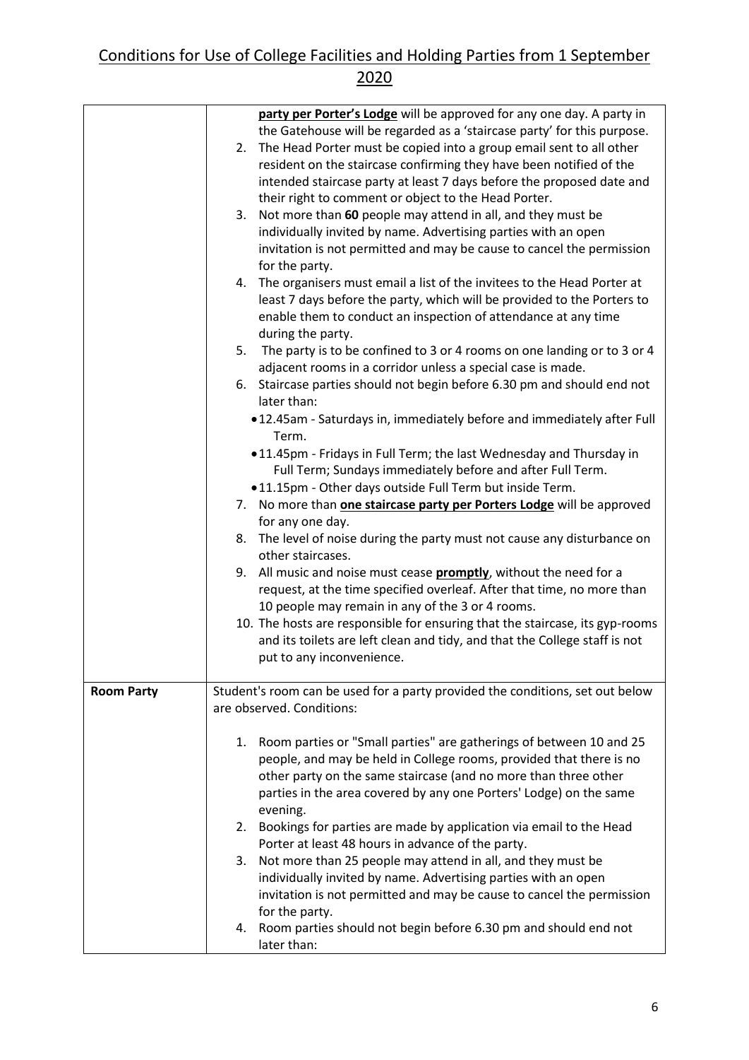# Conditions for Use of College Facilities and Holding Parties from 1 September 2020

| | |
|---|---|
| | **party per Porter's Lodge** will be approved for any one day. A party in the Gatehouse will be regarded as a 'staircase party' for this purpose.<br>2. The Head Porter must be copied into a group email sent to all other resident on the staircase confirming they have been notified of the intended staircase party at least 7 days before the proposed date and their right to comment or object to the Head Porter.<br>3. Not more than **60** people may attend in all, and they must be individually invited by name. Advertising parties with an open invitation is not permitted and may be cause to cancel the permission for the party.<br>4. The organisers must email a list of the invitees to the Head Porter at least 7 days before the party, which will be provided to the Porters to enable them to conduct an inspection of attendance at any time during the party.<br>5. The party is to be confined to 3 or 4 rooms on one landing or to 3 or 4 adjacent rooms in a corridor unless a special case is made.<br>6. Staircase parties should not begin before 6.30 pm and should end not later than:<br>• 12.45am - Saturdays in, immediately before and immediately after Full Term.<br>• 11.45pm - Fridays in Full Term; the last Wednesday and Thursday in Full Term; Sundays immediately before and after Full Term.<br>• 11.15pm - Other days outside Full Term but inside Term.<br>7. No more than **one staircase party per Porters Lodge** will be approved for any one day.<br>8. The level of noise during the party must not cause any disturbance on other staircases.<br>9. All music and noise must cease **promptly**, without the need for a request, at the time specified overleaf. After that time, no more than 10 people may remain in any of the 3 or 4 rooms.<br>10. The hosts are responsible for ensuring that the staircase, its gyp-rooms and its toilets are left clean and tidy, and that the College staff is not put to any inconvenience. |
| **Room Party** | Student's room can be used for a party provided the conditions, set out below are observed. Conditions:<br><br>1. Room parties or "Small parties" are gatherings of between 10 and 25 people, and may be held in College rooms, provided that there is no other party on the same staircase (and no more than three other parties in the area covered by any one Porters' Lodge) on the same evening.<br>2. Bookings for parties are made by application via email to the Head Porter at least 48 hours in advance of the party.<br>3. Not more than 25 people may attend in all, and they must be individually invited by name. Advertising parties with an open invitation is not permitted and may be cause to cancel the permission for the party.<br>4. Room parties should not begin before 6.30 pm and should end not later than: |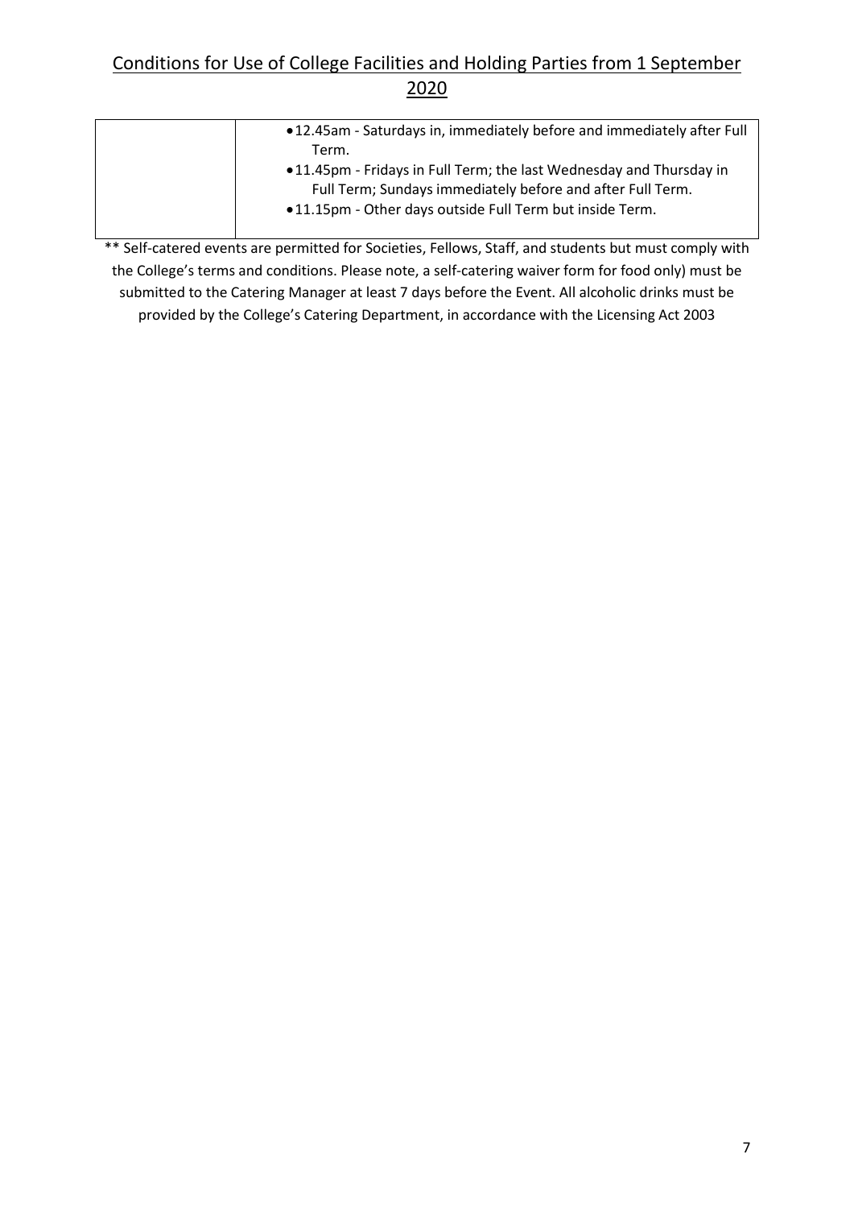| | |
|---|---|
| | • 12.45am - Saturdays in, immediately before and immediately after Full Term.<br>• 11.45pm - Fridays in Full Term; the last Wednesday and Thursday in Full Term; Sundays immediately before and after Full Term.<br>• 11.15pm - Other days outside Full Term but inside Term. |

** Self-catered events are permitted for Societies, Fellows, Staff, and students but must comply with the College's terms and conditions. Please note, a self-catering waiver form for food only) must be submitted to the Catering Manager at least 7 days before the Event. All alcoholic drinks must be provided by the College's Catering Department, in accordance with the Licensing Act 2003